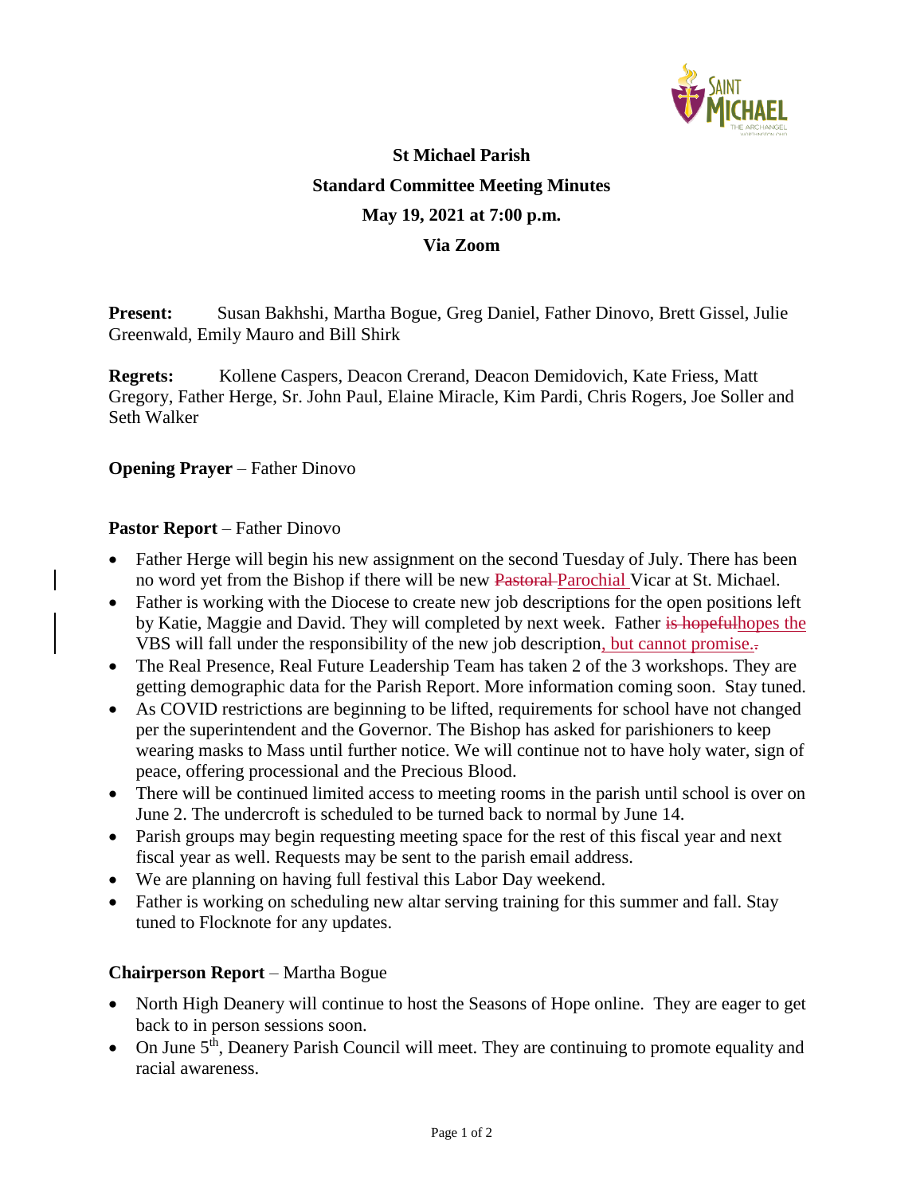**St Michael Parish**

**Standard Committee Meeting Minutes**

**May 19, 2021 at 7:00 p.m.**

**Via Zoom**

**Present:** Susan Bakhshi, Martha Bogue, Greg Daniel, Father Dinovo, Brett Gissel, Julie Greenwald, Emily Mauro and Bill Shirk

**Regrets:** Kollene Caspers, Deacon Crerand, Deacon Demidovich, Kate Friess, Matt Gregory, Father Herge, Sr. John Paul, Elaine Miracle, Kim Pardi, Chris Rogers, Joe Soller and Seth Walker

**Opening Prayer** – Father Dinovo

**Pastor Report** – Father Dinovo

- Father Herge will begin his new assignment on the second Tuesday of July. There has been no word yet from the Bishop if there will be new ~~Pastoral~~ Parochial Vicar at St. Michael.
- Father is working with the Diocese to create new job descriptions for the open positions left by Katie, Maggie and David. They will completed by next week. Father ~~is hopeful~~hopes the VBS will fall under the responsibility of the new job description, but cannot promise.
- The Real Presence, Real Future Leadership Team has taken 2 of the 3 workshops. They are getting demographic data for the Parish Report. More information coming soon. Stay tuned.
- As COVID restrictions are beginning to be lifted, requirements for school have not changed per the superintendent and the Governor. The Bishop has asked for parishioners to keep wearing masks to Mass until further notice. We will continue not to have holy water, sign of peace, offering processional and the Precious Blood.
- There will be continued limited access to meeting rooms in the parish until school is over on June 2. The undercroft is scheduled to be turned back to normal by June 14.
- Parish groups may begin requesting meeting space for the rest of this fiscal year and next fiscal year as well. Requests may be sent to the parish email address.
- We are planning on having full festival this Labor Day weekend.
- Father is working on scheduling new altar serving training for this summer and fall. Stay tuned to Flocknote for any updates.

**Chairperson Report** – Martha Bogue

- North High Deanery will continue to host the Seasons of Hope online. They are eager to get back to in person sessions soon.
- On June 5th, Deanery Parish Council will meet. They are continuing to promote equality and racial awareness.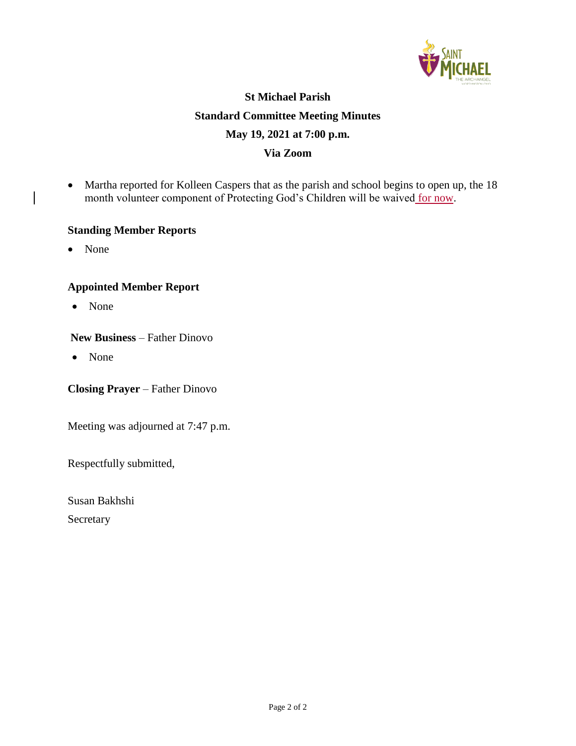**St Michael Parish**

**Standard Committee Meeting Minutes**

**May 19, 2021 at 7:00 p.m.**

**Via Zoom**

- Martha reported for Kolleen Caspers that as the parish and school begins to open up, the 18 month volunteer component of Protecting God's Children will be waived for now.

**Standing Member Reports**

- None

**Appointed Member Report**

- None

**New Business** – Father Dinovo

- None

**Closing Prayer** – Father Dinovo

Meeting was adjourned at 7:47 p.m.

Respectfully submitted,

Susan Bakhshi

Secretary